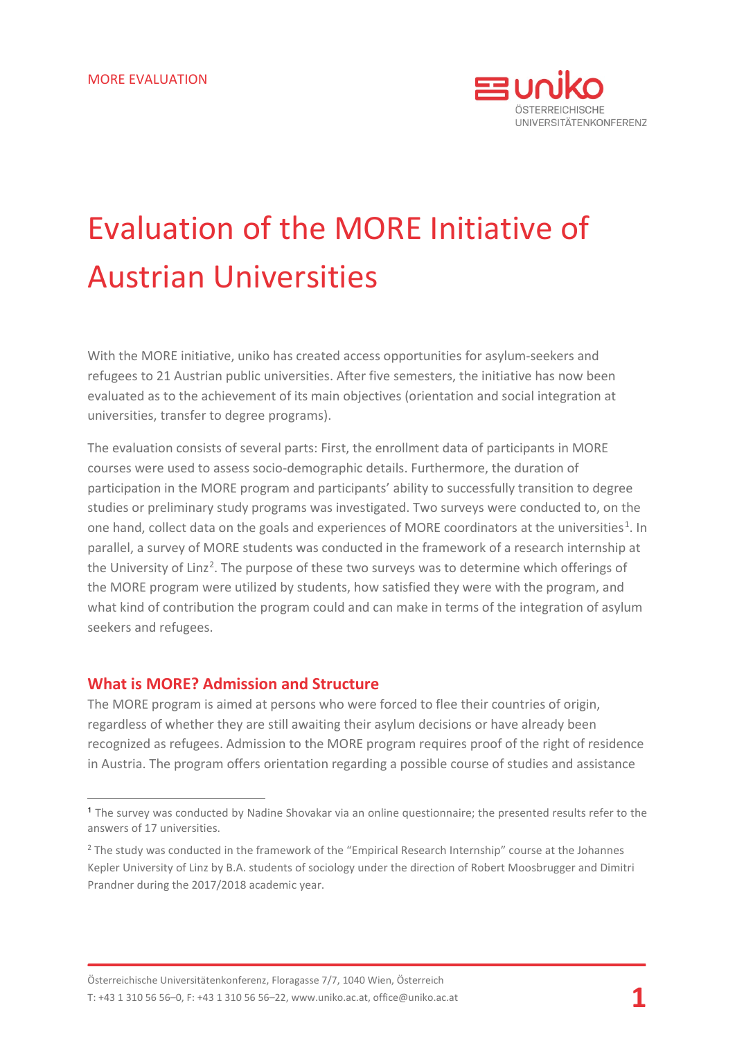MORE EVALUATION

# Evaluation of the MORE Initiative of Austrian Universities

With the MORE initiative, uniko has created access opportunities for asylum-seekers and refugees to 21 Austrian public universities. After five semesters, the initiative has now been evaluated as to the achievement of its main objectives (orientation and social integration at universities, transfer to degree programs).

The evaluation consists of several parts: First, the enrollment data of participants in MORE courses were used to assess socio-demographic details. Furthermore, the duration of participation in the MORE program and participants' ability to successfully transition to degree studies or preliminary study programs was investigated. Two surveys were conducted to, on the one hand, collect data on the goals and experiences of MORE coordinators at the universities[1]. In parallel, a survey of MORE students was conducted in the framework of a research internship at the University of Linz[2]. The purpose of these two surveys was to determine which offerings of the MORE program were utilized by students, how satisfied they were with the program, and what kind of contribution the program could and can make in terms of the integration of asylum seekers and refugees.

## What is MORE? Admission and Structure

The MORE program is aimed at persons who were forced to flee their countries of origin, regardless of whether they are still awaiting their asylum decisions or have already been recognized as refugees. Admission to the MORE program requires proof of the right of residence in Austria. The program offers orientation regarding a possible course of studies and assistance

[1] The survey was conducted by Nadine Shovakar via an online questionnaire; the presented results refer to the answers of 17 universities.

[2] The study was conducted in the framework of the "Empirical Research Internship" course at the Johannes Kepler University of Linz by B.A. students of sociology under the direction of Robert Moosbrugger and Dimitri Prandner during the 2017/2018 academic year.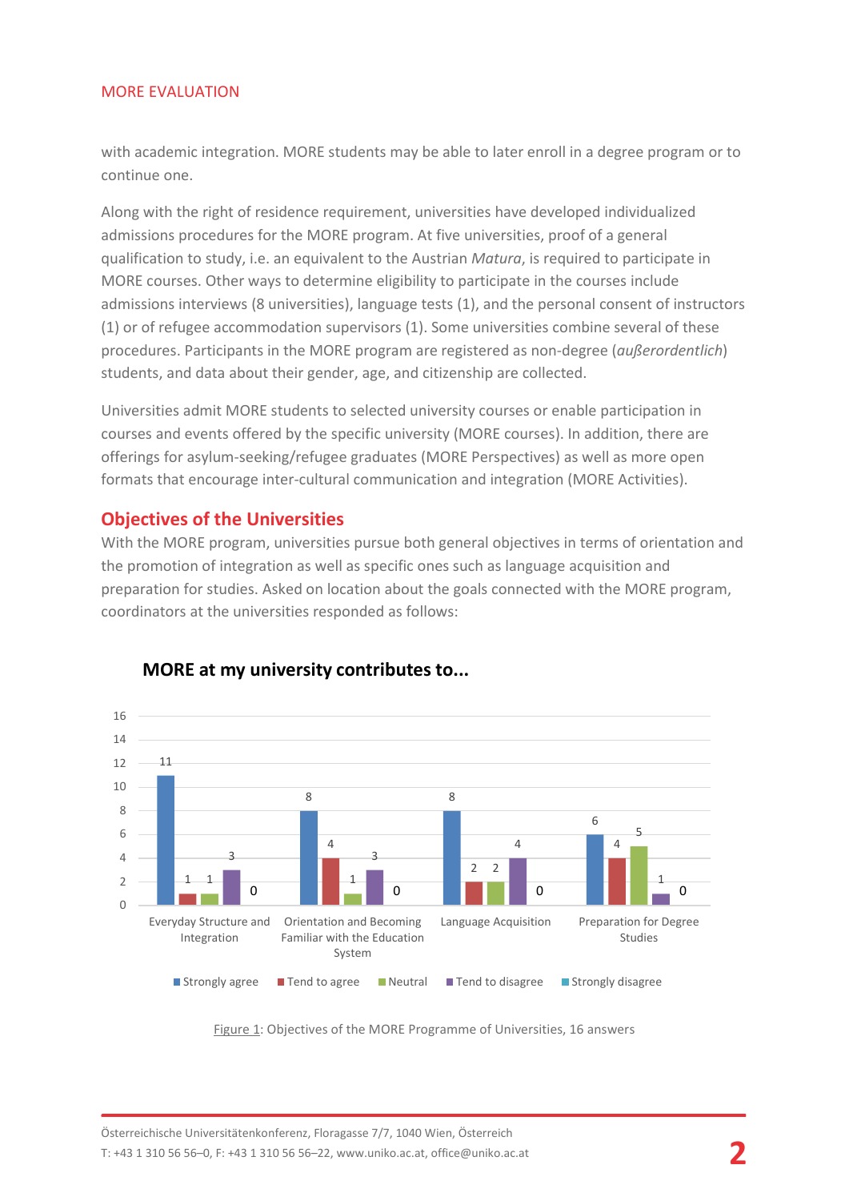with academic integration. MORE students may be able to later enroll in a degree program or to continue one.

Along with the right of residence requirement, universities have developed individualized admissions procedures for the MORE program. At five universities, proof of a general qualification to study, i.e. an equivalent to the Austrian *Matura*, is required to participate in MORE courses. Other ways to determine eligibility to participate in the courses include admissions interviews (8 universities), language tests (1), and the personal consent of instructors (1) or of refugee accommodation supervisors (1). Some universities combine several of these procedures. Participants in the MORE program are registered as non-degree (*außerordentlich*) students, and data about their gender, age, and citizenship are collected.

Universities admit MORE students to selected university courses or enable participation in courses and events offered by the specific university (MORE courses). In addition, there are offerings for asylum-seeking/refugee graduates (MORE Perspectives) as well as more open formats that encourage inter-cultural communication and integration (MORE Activities).

## Objectives of the Universities

With the MORE program, universities pursue both general objectives in terms of orientation and the promotion of integration as well as specific ones such as language acquisition and preparation for studies. Asked on location about the goals connected with the MORE program, coordinators at the universities responded as follows:

**MORE at my university contributes to...**

| | Strongly agree | Tend to agree | Neutral | Tend to disagree | Strongly disagree |
|---|---|---|---|---|---|
| Everyday Structure and Integration | 11 | 1 | 1 | 3 | 0 |
| Orientation and Becoming Familiar with the Education System | 8 | 4 | 1 | 3 | 0 |
| Language Acquisition | 8 | 2 | 2 | 4 | 0 |
| Preparation for Degree Studies | 6 | 4 | 5 | 1 | 0 |

Figure 1: Objectives of the MORE Programme of Universities, 16 answers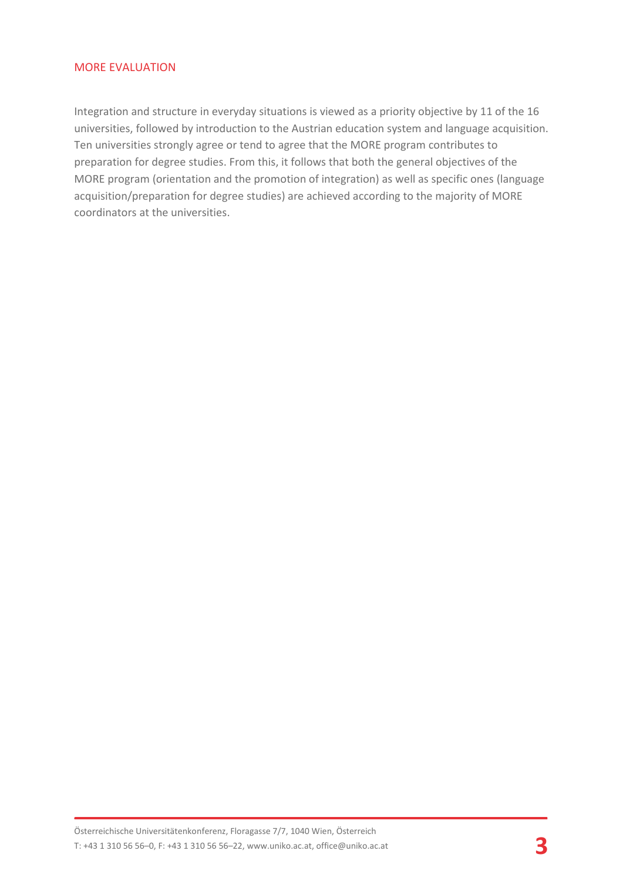MORE EVALUATION

Integration and structure in everyday situations is viewed as a priority objective by 11 of the 16 universities, followed by introduction to the Austrian education system and language acquisition. Ten universities strongly agree or tend to agree that the MORE program contributes to preparation for degree studies. From this, it follows that both the general objectives of the MORE program (orientation and the promotion of integration) as well as specific ones (language acquisition/preparation for degree studies) are achieved according to the majority of MORE coordinators at the universities.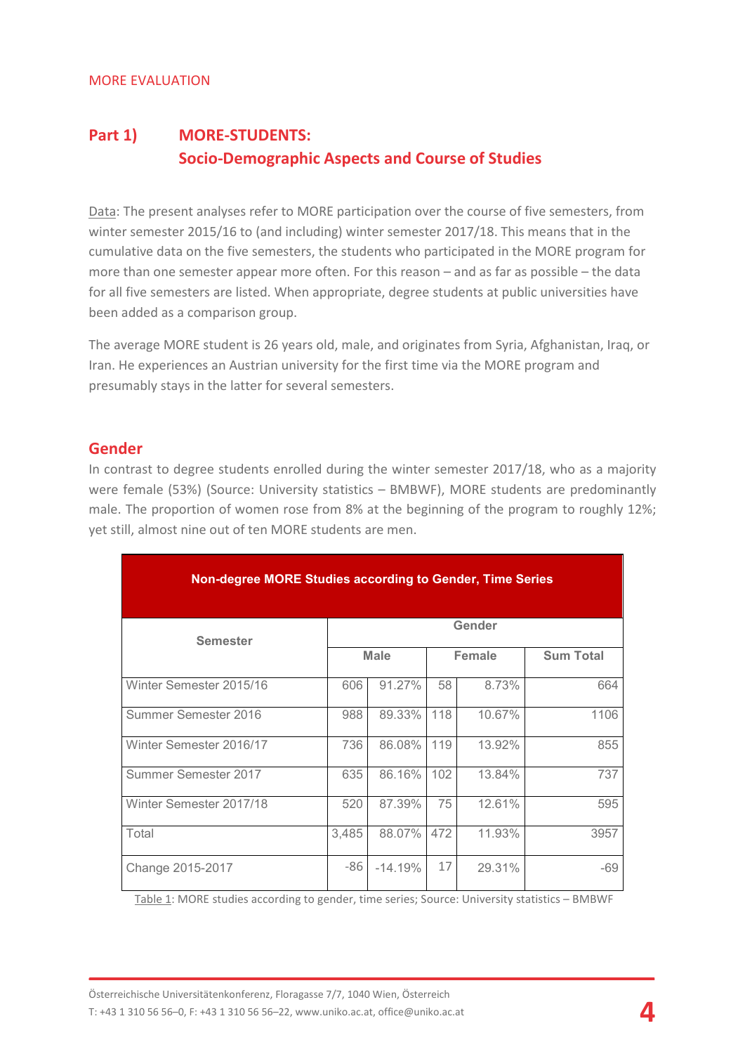MORE EVALUATION

# Part 1) MORE-STUDENTS: Socio-Demographic Aspects and Course of Studies

Data: The present analyses refer to MORE participation over the course of five semesters, from winter semester 2015/16 to (and including) winter semester 2017/18. This means that in the cumulative data on the five semesters, the students who participated in the MORE program for more than one semester appear more often. For this reason – and as far as possible – the data for all five semesters are listed. When appropriate, degree students at public universities have been added as a comparison group.

The average MORE student is 26 years old, male, and originates from Syria, Afghanistan, Iraq, or Iran. He experiences an Austrian university for the first time via the MORE program and presumably stays in the latter for several semesters.

## Gender

In contrast to degree students enrolled during the winter semester 2017/18, who as a majority were female (53%) (Source: University statistics – BMBWF), MORE students are predominantly male. The proportion of women rose from 8% at the beginning of the program to roughly 12%; yet still, almost nine out of ten MORE students are men.

**Non-degree MORE Studies according to Gender, Time Series**

| Semester | Gender | | | | |
|---|---|---|---|---|---|
| | Male | | Female | | Sum Total |
| Winter Semester 2015/16 | 606 | 91.27% | 58 | 8.73% | 664 |
| Summer Semester 2016 | 988 | 89.33% | 118 | 10.67% | 1106 |
| Winter Semester 2016/17 | 736 | 86.08% | 119 | 13.92% | 855 |
| Summer Semester 2017 | 635 | 86.16% | 102 | 13.84% | 737 |
| Winter Semester 2017/18 | 520 | 87.39% | 75 | 12.61% | 595 |
| Total | 3,485 | 88.07% | 472 | 11.93% | 3957 |
| Change 2015-2017 | -86 | -14.19% | 17 | 29.31% | -69 |

Table 1: MORE studies according to gender, time series; Source: University statistics – BMBWF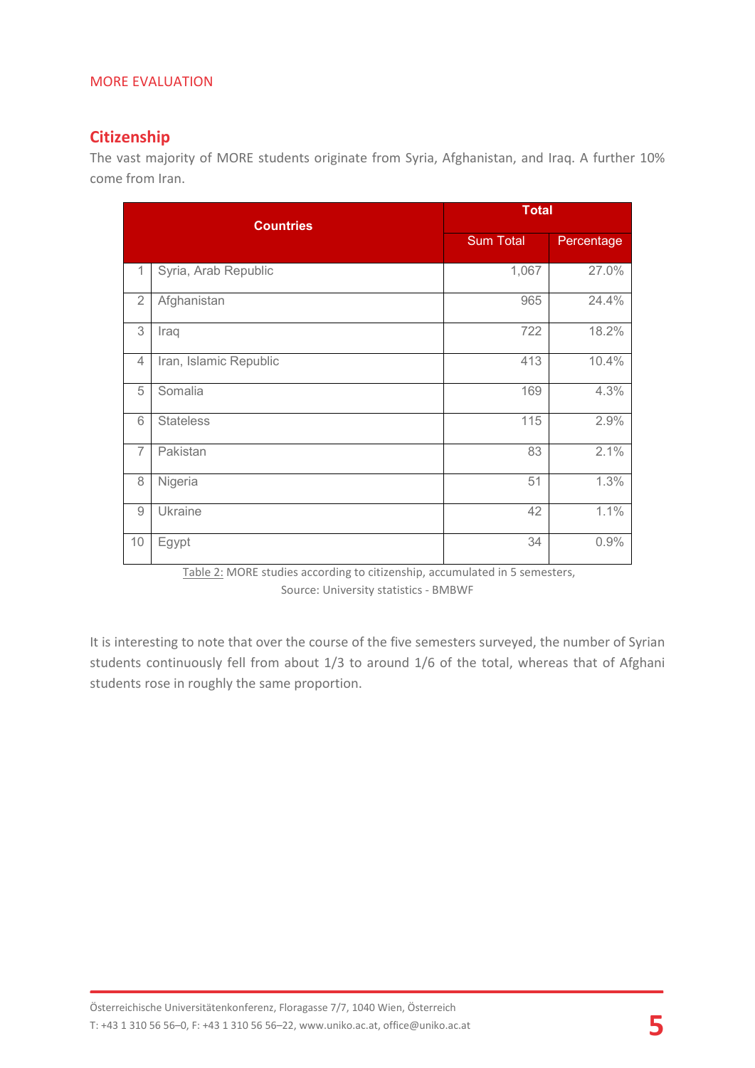## Citizenship

The vast majority of MORE students originate from Syria, Afghanistan, and Iraq. A further 10% come from Iran.

| Countries | | Total | |
|---|---|---|---|
| | | Sum Total | Percentage |
| 1 | Syria, Arab Republic | 1,067 | 27.0% |
| 2 | Afghanistan | 965 | 24.4% |
| 3 | Iraq | 722 | 18.2% |
| 4 | Iran, Islamic Republic | 413 | 10.4% |
| 5 | Somalia | 169 | 4.3% |
| 6 | Stateless | 115 | 2.9% |
| 7 | Pakistan | 83 | 2.1% |
| 8 | Nigeria | 51 | 1.3% |
| 9 | Ukraine | 42 | 1.1% |
| 10 | Egypt | 34 | 0.9% |

Table 2: MORE studies according to citizenship, accumulated in 5 semesters, Source: University statistics - BMBWF

It is interesting to note that over the course of the five semesters surveyed, the number of Syrian students continuously fell from about 1/3 to around 1/6 of the total, whereas that of Afghani students rose in roughly the same proportion.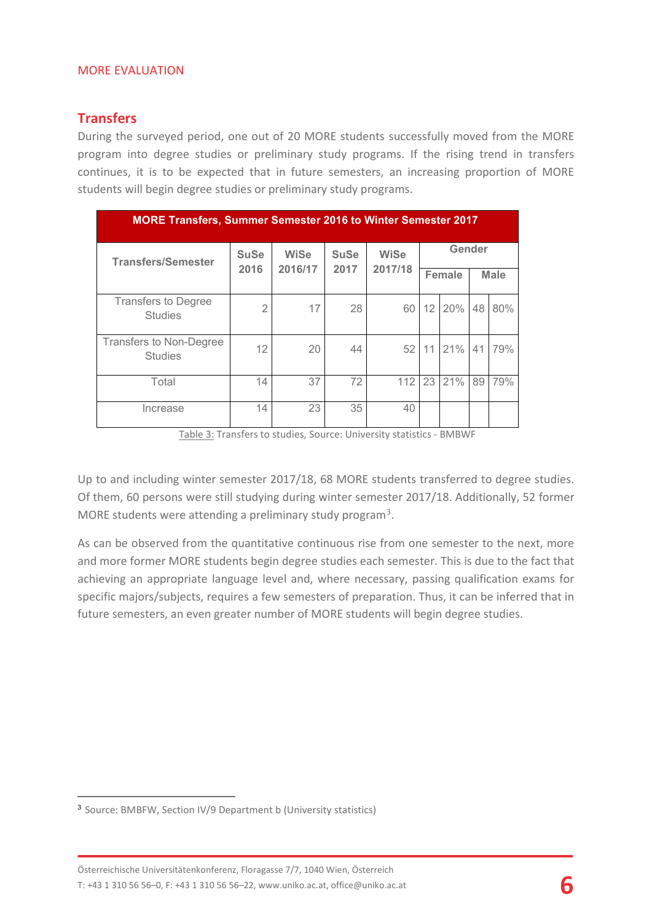MORE EVALUATION

## Transfers

During the surveyed period, one out of 20 MORE students successfully moved from the MORE program into degree studies or preliminary study programs. If the rising trend in transfers continues, it is to be expected that in future semesters, an increasing proportion of MORE students will begin degree studies or preliminary study programs.

| MORE Transfers, Summer Semester 2016 to Winter Semester 2017 | | | | | | | | |
|---|---|---|---|---|---|---|---|---|
| **Transfers/Semester** | **SuSe 2016** | **WiSe 2016/17** | **SuSe 2017** | **WiSe 2017/18** | **Gender** | | | |
| | | | | | **Female** | | **Male** | |
| Transfers to Degree Studies | 2 | 17 | 28 | 60 | 12 | 20% | 48 | 80% |
| Transfers to Non-Degree Studies | 12 | 20 | 44 | 52 | 11 | 21% | 41 | 79% |
| Total | 14 | 37 | 72 | 112 | 23 | 21% | 89 | 79% |
| Increase | 14 | 23 | 35 | 40 | | | | |

Table 3: Transfers to studies, Source: University statistics - BMBWF

Up to and including winter semester 2017/18, 68 MORE students transferred to degree studies. Of them, 60 persons were still studying during winter semester 2017/18. Additionally, 52 former MORE students were attending a preliminary study program[3].

As can be observed from the quantitative continuous rise from one semester to the next, more and more former MORE students begin degree studies each semester. This is due to the fact that achieving an appropriate language level and, where necessary, passing qualification exams for specific majors/subjects, requires a few semesters of preparation. Thus, it can be inferred that in future semesters, an even greater number of MORE students will begin degree studies.

[3] Source: BMBFW, Section IV/9 Department b (University statistics)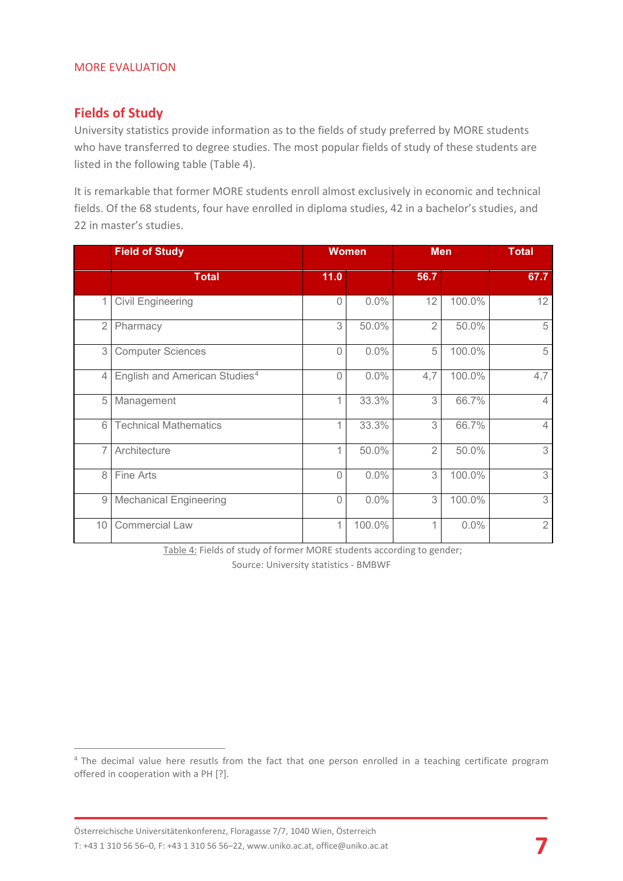MORE EVALUATION

## Fields of Study

University statistics provide information as to the fields of study preferred by MORE students who have transferred to degree studies. The most popular fields of study of these students are listed in the following table (Table 4).

It is remarkable that former MORE students enroll almost exclusively in economic and technical fields. Of the 68 students, four have enrolled in diploma studies, 42 in a bachelor's studies, and 22 in master's studies.

| | Field of Study | Women | | Men | | Total |
|---|---|---|---|---|---|---|
| | **Total** | **11.0** | | **56.7** | | **67.7** |
| 1 | Civil Engineering | 0 | 0.0% | 12 | 100.0% | 12 |
| 2 | Pharmacy | 3 | 50.0% | 2 | 50.0% | 5 |
| 3 | Computer Sciences | 0 | 0.0% | 5 | 100.0% | 5 |
| 4 | English and American Studies[4] | 0 | 0.0% | 4,7 | 100.0% | 4,7 |
| 5 | Management | 1 | 33.3% | 3 | 66.7% | 4 |
| 6 | Technical Mathematics | 1 | 33.3% | 3 | 66.7% | 4 |
| 7 | Architecture | 1 | 50.0% | 2 | 50.0% | 3 |
| 8 | Fine Arts | 0 | 0.0% | 3 | 100.0% | 3 |
| 9 | Mechanical Engineering | 0 | 0.0% | 3 | 100.0% | 3 |
| 10 | Commercial Law | 1 | 100.0% | 1 | 0.0% | 2 |

Table 4: Fields of study of former MORE students according to gender;
Source: University statistics - BMBWF

[4] The decimal value here resutls from the fact that one person enrolled in a teaching certificate program offered in cooperation with a PH [?].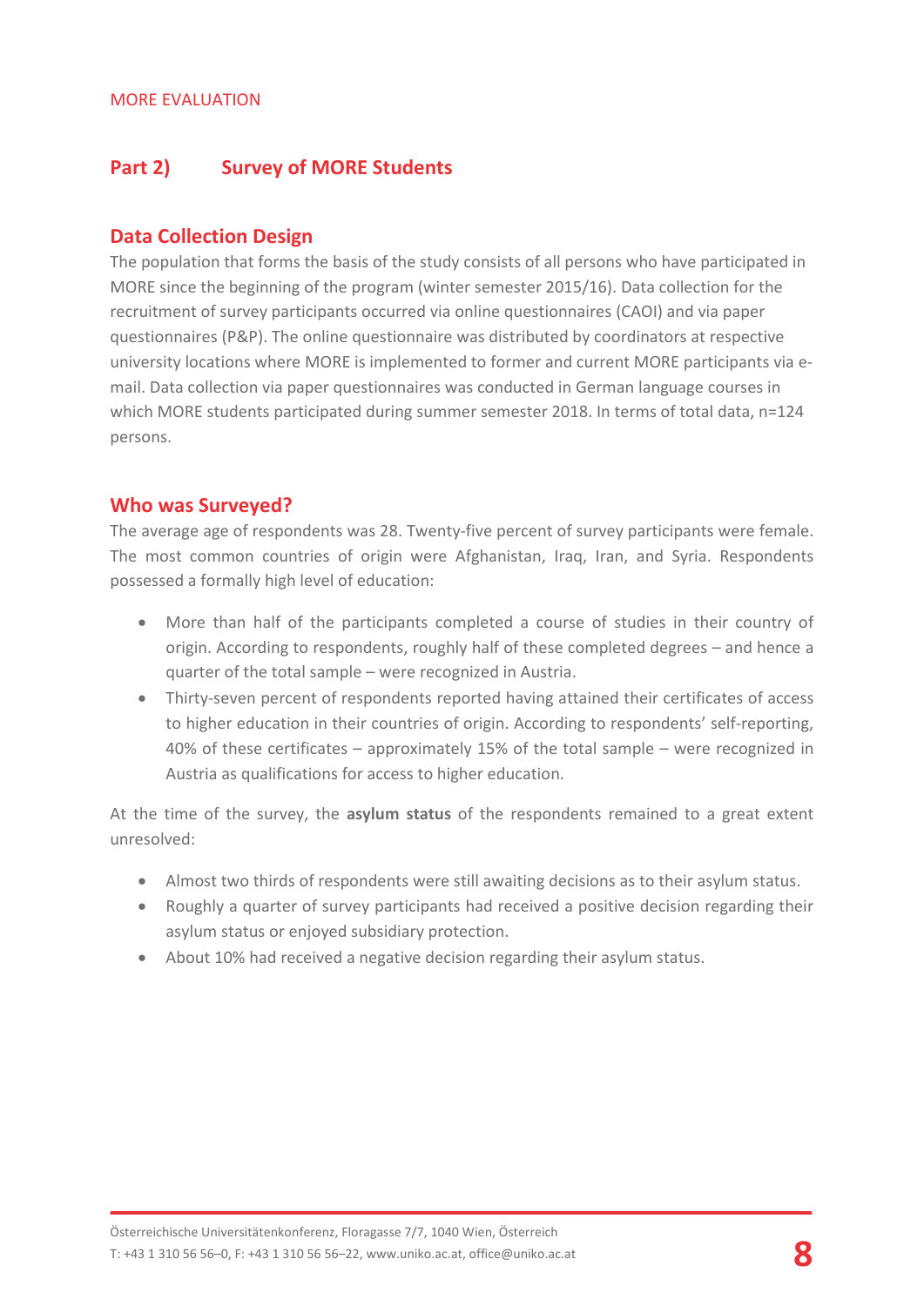## Part 2) Survey of MORE Students

### Data Collection Design

The population that forms the basis of the study consists of all persons who have participated in MORE since the beginning of the program (winter semester 2015/16). Data collection for the recruitment of survey participants occurred via online questionnaires (CAOI) and via paper questionnaires (P&P). The online questionnaire was distributed by coordinators at respective university locations where MORE is implemented to former and current MORE participants via e-mail. Data collection via paper questionnaires was conducted in German language courses in which MORE students participated during summer semester 2018. In terms of total data, n=124 persons.

### Who was Surveyed?

The average age of respondents was 28. Twenty-five percent of survey participants were female. The most common countries of origin were Afghanistan, Iraq, Iran, and Syria. Respondents possessed a formally high level of education:

- More than half of the participants completed a course of studies in their country of origin. According to respondents, roughly half of these completed degrees – and hence a quarter of the total sample – were recognized in Austria.
- Thirty-seven percent of respondents reported having attained their certificates of access to higher education in their countries of origin. According to respondents' self-reporting, 40% of these certificates – approximately 15% of the total sample – were recognized in Austria as qualifications for access to higher education.

At the time of the survey, the **asylum status** of the respondents remained to a great extent unresolved:

- Almost two thirds of respondents were still awaiting decisions as to their asylum status.
- Roughly a quarter of survey participants had received a positive decision regarding their asylum status or enjoyed subsidiary protection.
- About 10% had received a negative decision regarding their asylum status.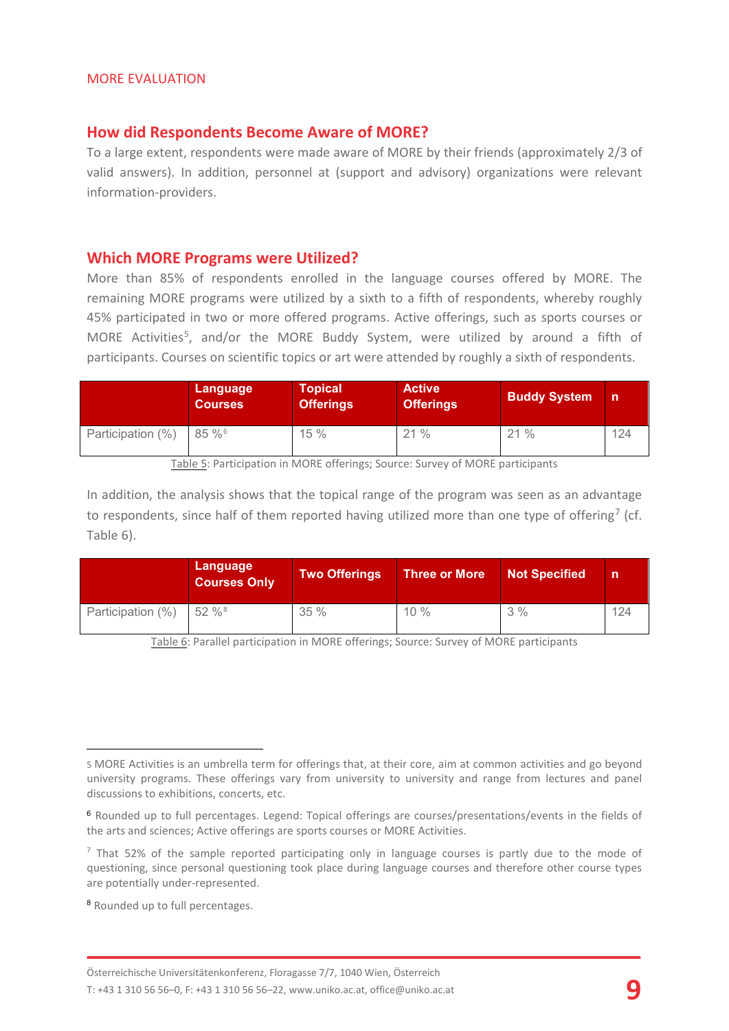## How did Respondents Become Aware of MORE?

To a large extent, respondents were made aware of MORE by their friends (approximately 2/3 of valid answers). In addition, personnel at (support and advisory) organizations were relevant information-providers.

## Which MORE Programs were Utilized?

More than 85% of respondents enrolled in the language courses offered by MORE. The remaining MORE programs were utilized by a sixth to a fifth of respondents, whereby roughly 45% participated in two or more offered programs. Active offerings, such as sports courses or MORE Activities[5], and/or the MORE Buddy System, were utilized by around a fifth of participants. Courses on scientific topics or art were attended by roughly a sixth of respondents.

| | Language Courses | Topical Offerings | Active Offerings | Buddy System | n |
|---|---|---|---|---|---|
| Participation (%) | 85 %[6] | 15 % | 21 % | 21 % | 124 |

Table 5: Participation in MORE offerings; Source: Survey of MORE participants

In addition, the analysis shows that the topical range of the program was seen as an advantage to respondents, since half of them reported having utilized more than one type of offering[7] (cf. Table 6).

| | Language Courses Only | Two Offerings | Three or More | Not Specified | n |
|---|---|---|---|---|---|
| Participation (%) | 52 %[8] | 35 % | 10 % | 3 % | 124 |

Table 6: Parallel participation in MORE offerings; Source: Survey of MORE participants

---

[5] MORE Activities is an umbrella term for offerings that, at their core, aim at common activities and go beyond university programs. These offerings vary from university to university and range from lectures and panel discussions to exhibitions, concerts, etc.

[6] Rounded up to full percentages. Legend: Topical offerings are courses/presentations/events in the fields of the arts and sciences; Active offerings are sports courses or MORE Activities.

[7] That 52% of the sample reported participating only in language courses is partly due to the mode of questioning, since personal questioning took place during language courses and therefore other course types are potentially under-represented.

[8] Rounded up to full percentages.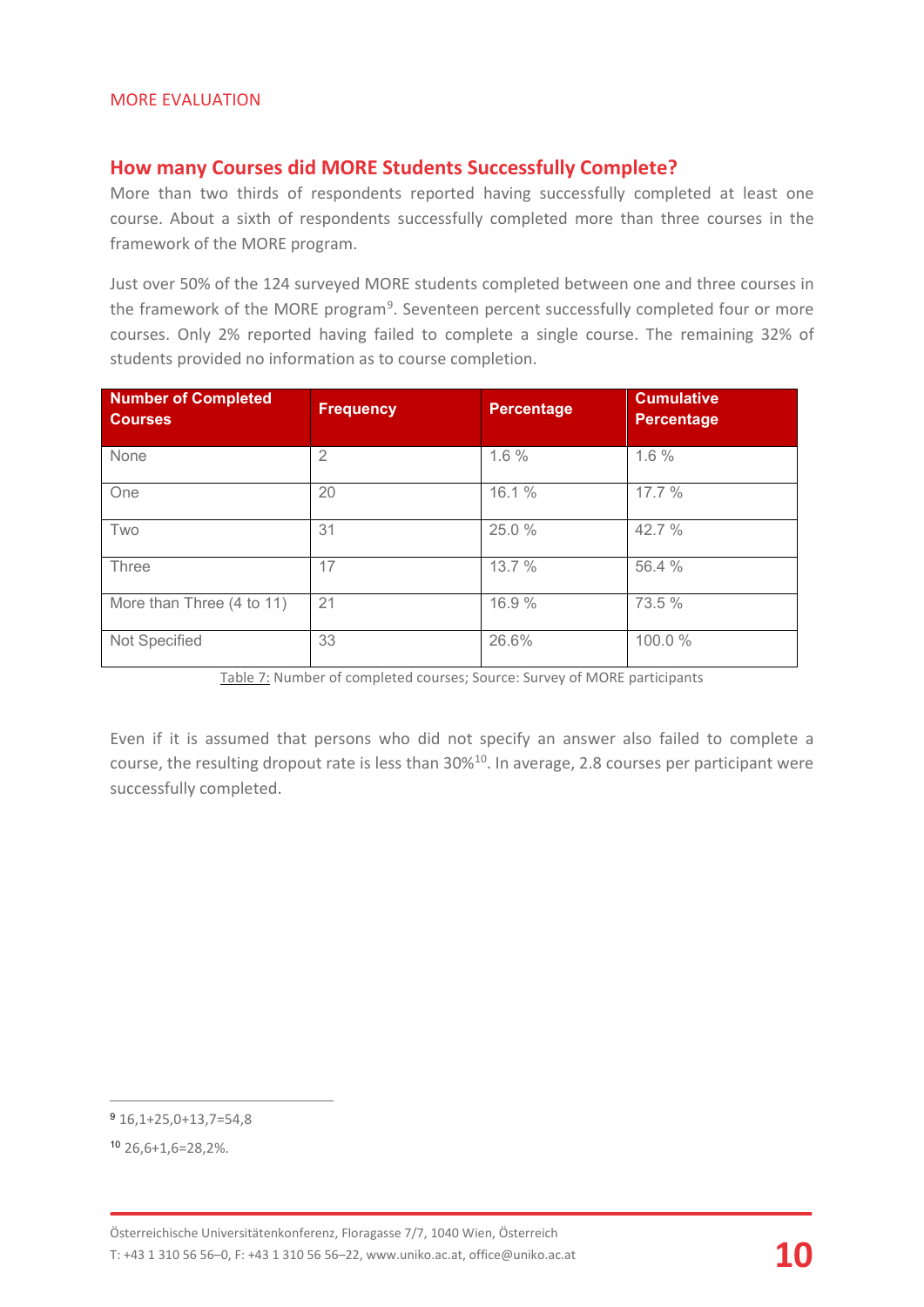## How many Courses did MORE Students Successfully Complete?

More than two thirds of respondents reported having successfully completed at least one course. About a sixth of respondents successfully completed more than three courses in the framework of the MORE program.

Just over 50% of the 124 surveyed MORE students completed between one and three courses in the framework of the MORE program[9]. Seventeen percent successfully completed four or more courses. Only 2% reported having failed to complete a single course. The remaining 32% of students provided no information as to course completion.

| Number of Completed Courses | Frequency | Percentage | Cumulative Percentage |
|---|---|---|---|
| None | 2 | 1.6 % | 1.6 % |
| One | 20 | 16.1 % | 17.7 % |
| Two | 31 | 25.0 % | 42.7 % |
| Three | 17 | 13.7 % | 56.4 % |
| More than Three (4 to 11) | 21 | 16.9 % | 73.5 % |
| Not Specified | 33 | 26.6% | 100.0 % |

Table 7: Number of completed courses; Source: Survey of MORE participants

Even if it is assumed that persons who did not specify an answer also failed to complete a course, the resulting dropout rate is less than 30%[10]. In average, 2.8 courses per participant were successfully completed.

[9] 16,1+25,0+13,7=54,8

[10] 26,6+1,6=28,2%.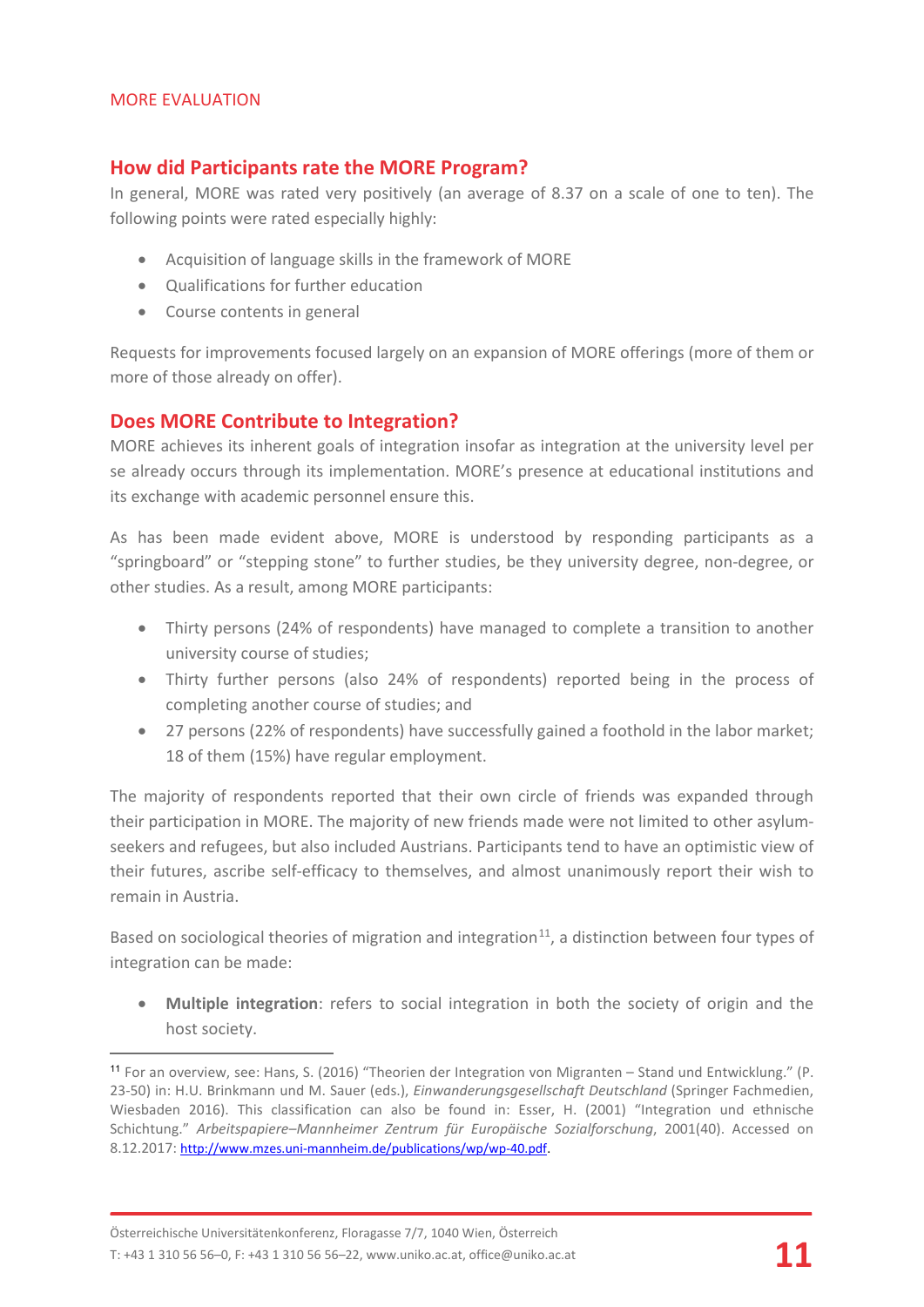## How did Participants rate the MORE Program?

In general, MORE was rated very positively (an average of 8.37 on a scale of one to ten). The following points were rated especially highly:

- Acquisition of language skills in the framework of MORE
- Qualifications for further education
- Course contents in general

Requests for improvements focused largely on an expansion of MORE offerings (more of them or more of those already on offer).

## Does MORE Contribute to Integration?

MORE achieves its inherent goals of integration insofar as integration at the university level per se already occurs through its implementation. MORE's presence at educational institutions and its exchange with academic personnel ensure this.

As has been made evident above, MORE is understood by responding participants as a "springboard" or "stepping stone" to further studies, be they university degree, non-degree, or other studies. As a result, among MORE participants:

- Thirty persons (24% of respondents) have managed to complete a transition to another university course of studies;
- Thirty further persons (also 24% of respondents) reported being in the process of completing another course of studies; and
- 27 persons (22% of respondents) have successfully gained a foothold in the labor market; 18 of them (15%) have regular employment.

The majority of respondents reported that their own circle of friends was expanded through their participation in MORE. The majority of new friends made were not limited to other asylum-seekers and refugees, but also included Austrians. Participants tend to have an optimistic view of their futures, ascribe self-efficacy to themselves, and almost unanimously report their wish to remain in Austria.

Based on sociological theories of migration and integration[11], a distinction between four types of integration can be made:

- **Multiple integration**: refers to social integration in both the society of origin and the host society.

[11] For an overview, see: Hans, S. (2016) "Theorien der Integration von Migranten – Stand und Entwicklung." (P. 23-50) in: H.U. Brinkmann und M. Sauer (eds.), *Einwanderungsgesellschaft Deutschland* (Springer Fachmedien, Wiesbaden 2016). This classification can also be found in: Esser, H. (2001) "Integration und ethnische Schichtung." *Arbeitspapiere–Mannheimer Zentrum für Europäische Sozialforschung*, 2001(40). Accessed on 8.12.2017: http://www.mzes.uni-mannheim.de/publications/wp/wp-40.pdf.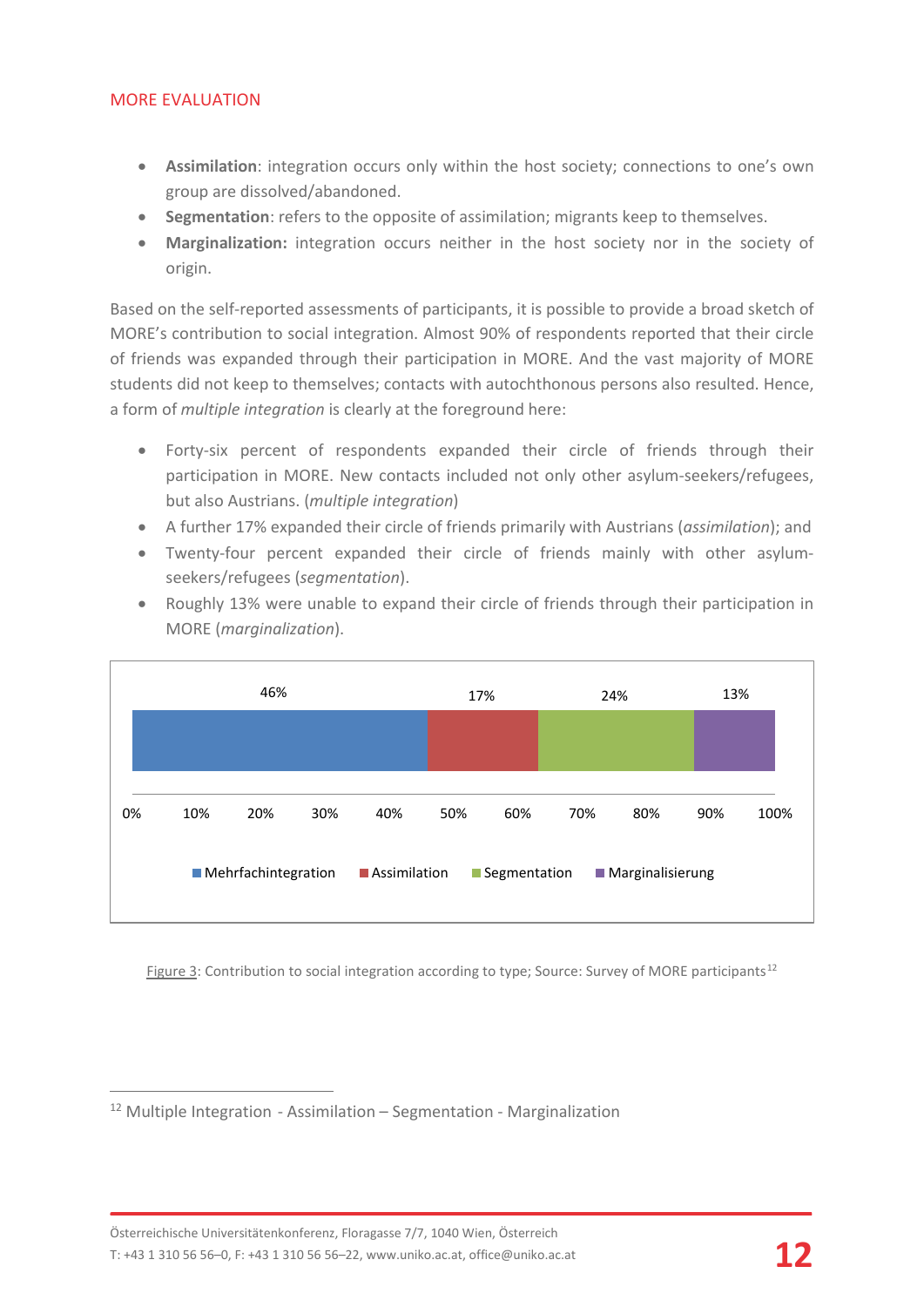- **Assimilation**: integration occurs only within the host society; connections to one's own group are dissolved/abandoned.
- **Segmentation**: refers to the opposite of assimilation; migrants keep to themselves.
- **Marginalization:** integration occurs neither in the host society nor in the society of origin.

Based on the self-reported assessments of participants, it is possible to provide a broad sketch of MORE's contribution to social integration. Almost 90% of respondents reported that their circle of friends was expanded through their participation in MORE. And the vast majority of MORE students did not keep to themselves; contacts with autochthonous persons also resulted. Hence, a form of *multiple integration* is clearly at the foreground here:

- Forty-six percent of respondents expanded their circle of friends through their participation in MORE. New contacts included not only other asylum-seekers/refugees, but also Austrians. (*multiple integration*)
- A further 17% expanded their circle of friends primarily with Austrians (*assimilation*); and
- Twenty-four percent expanded their circle of friends mainly with other asylum-seekers/refugees (*segmentation*).
- Roughly 13% were unable to expand their circle of friends through their participation in MORE (*marginalization*).

| Mehrfachintegration | Assimilation | Segmentation | Marginalisierung |
|---|---|---|---|
| 46% | 17% | 24% | 13% |

Figure 3: Contribution to social integration according to type; Source: Survey of MORE participants[12]

[12] Multiple Integration - Assimilation – Segmentation - Marginalization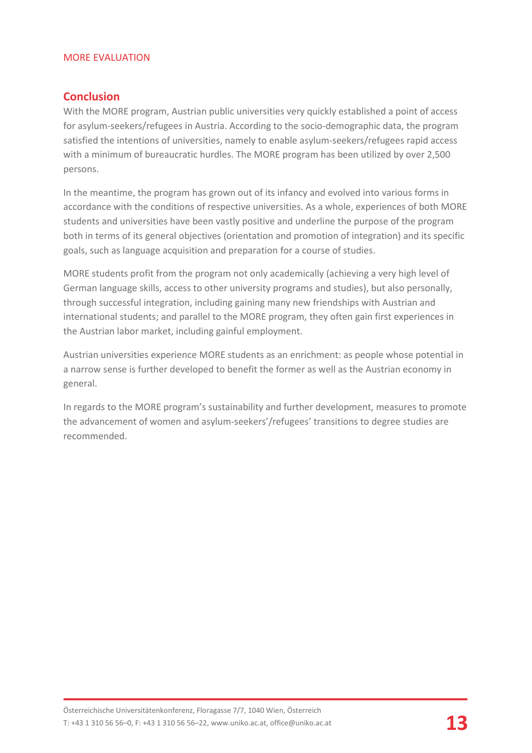## Conclusion

With the MORE program, Austrian public universities very quickly established a point of access for asylum-seekers/refugees in Austria. According to the socio-demographic data, the program satisfied the intentions of universities, namely to enable asylum-seekers/refugees rapid access with a minimum of bureaucratic hurdles. The MORE program has been utilized by over 2,500 persons.

In the meantime, the program has grown out of its infancy and evolved into various forms in accordance with the conditions of respective universities. As a whole, experiences of both MORE students and universities have been vastly positive and underline the purpose of the program both in terms of its general objectives (orientation and promotion of integration) and its specific goals, such as language acquisition and preparation for a course of studies.

MORE students profit from the program not only academically (achieving a very high level of German language skills, access to other university programs and studies), but also personally, through successful integration, including gaining many new friendships with Austrian and international students; and parallel to the MORE program, they often gain first experiences in the Austrian labor market, including gainful employment.

Austrian universities experience MORE students as an enrichment: as people whose potential in a narrow sense is further developed to benefit the former as well as the Austrian economy in general.

In regards to the MORE program's sustainability and further development, measures to promote the advancement of women and asylum-seekers'/refugees' transitions to degree studies are recommended.